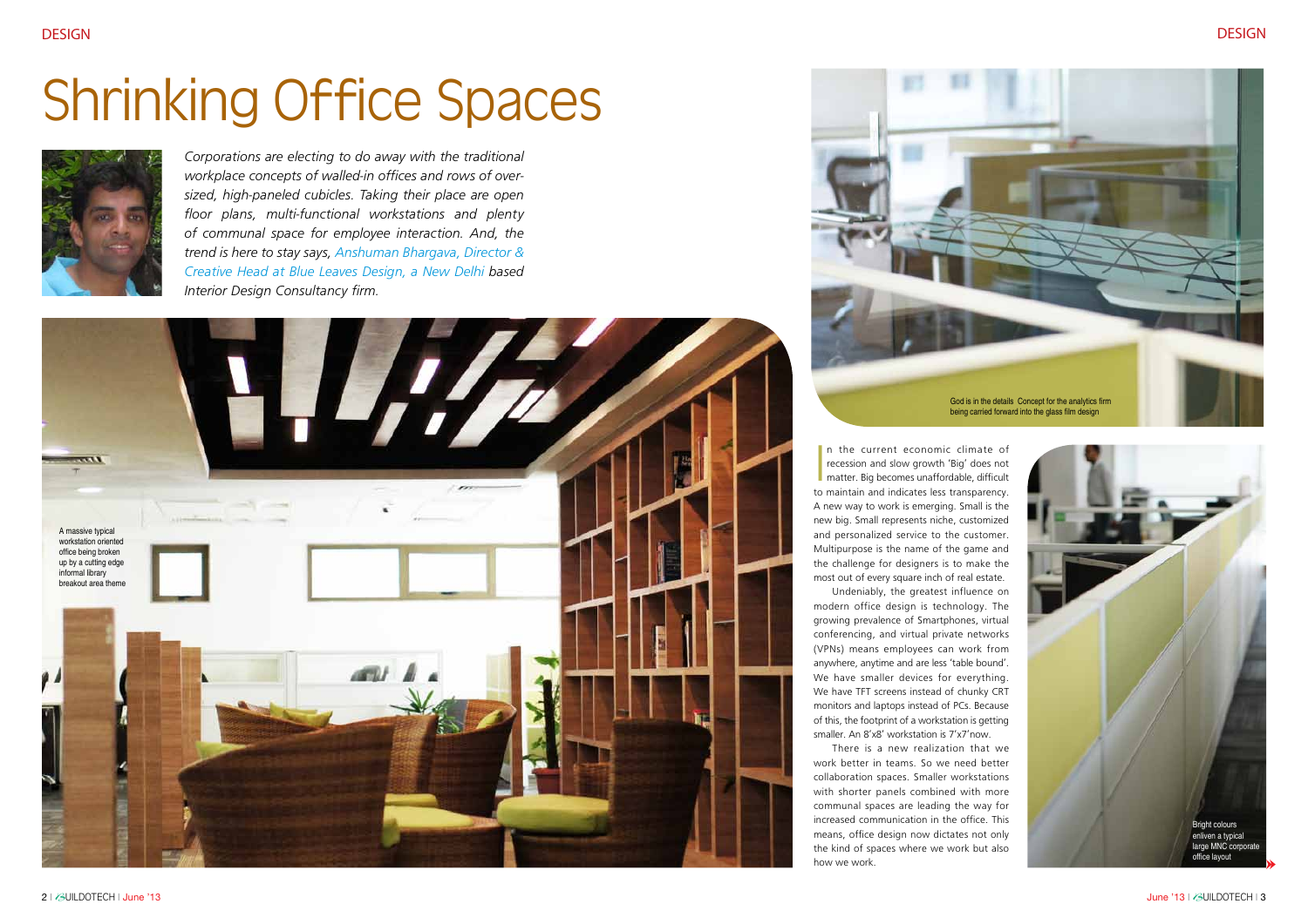# Shrinking Office Spaces

*Corporations are electing to do away with the traditional workplace concepts of walled-in offices and rows of over-sized, high-paneled cubicles. Taking their place are open floor plans, multi-functional workstations and plenty of communal space for employee interaction. And, the trend is here to stay says, Anshuman Bhargava, Director & Creative Head at Blue Leaves Design, a New Delhi based Interior Design Consultancy firm.*

A massive typical workstation oriented office being broken up by a cutting edge informal library breakout area theme

God is in the details Concept for the analytics firm being carried forward into the glass film design

In the current economic climate of recession and slow growth 'Big' does not matter. Big becomes unaffordable, difficult to maintain and indicates less transparency. A new way to work is emerging. Small is the new big. Small represents niche, customized and personalized service to the customer. Multipurpose is the name of the game and the challenge for designers is to make the most out of every square inch of real estate.

Undeniably, the greatest influence on modern office design is technology. The growing prevalence of Smartphones, virtual conferencing, and virtual private networks (VPNs) means employees can work from anywhere, anytime and are less 'table bound'. We have smaller devices for everything. We have TFT screens instead of chunky CRT monitors and laptops instead of PCs. Because of this, the footprint of a workstation is getting smaller. An 8'x8' workstation is 7'x7' now.

There is a new realization that we work better in teams. So we need better collaboration spaces. Smaller workstations with shorter panels combined with more communal spaces are leading the way for increased communication in the office. This means, office design now dictates not only the kind of spaces where we work but also how we work.

Bright colours enliven a typical large MNC corporate office layout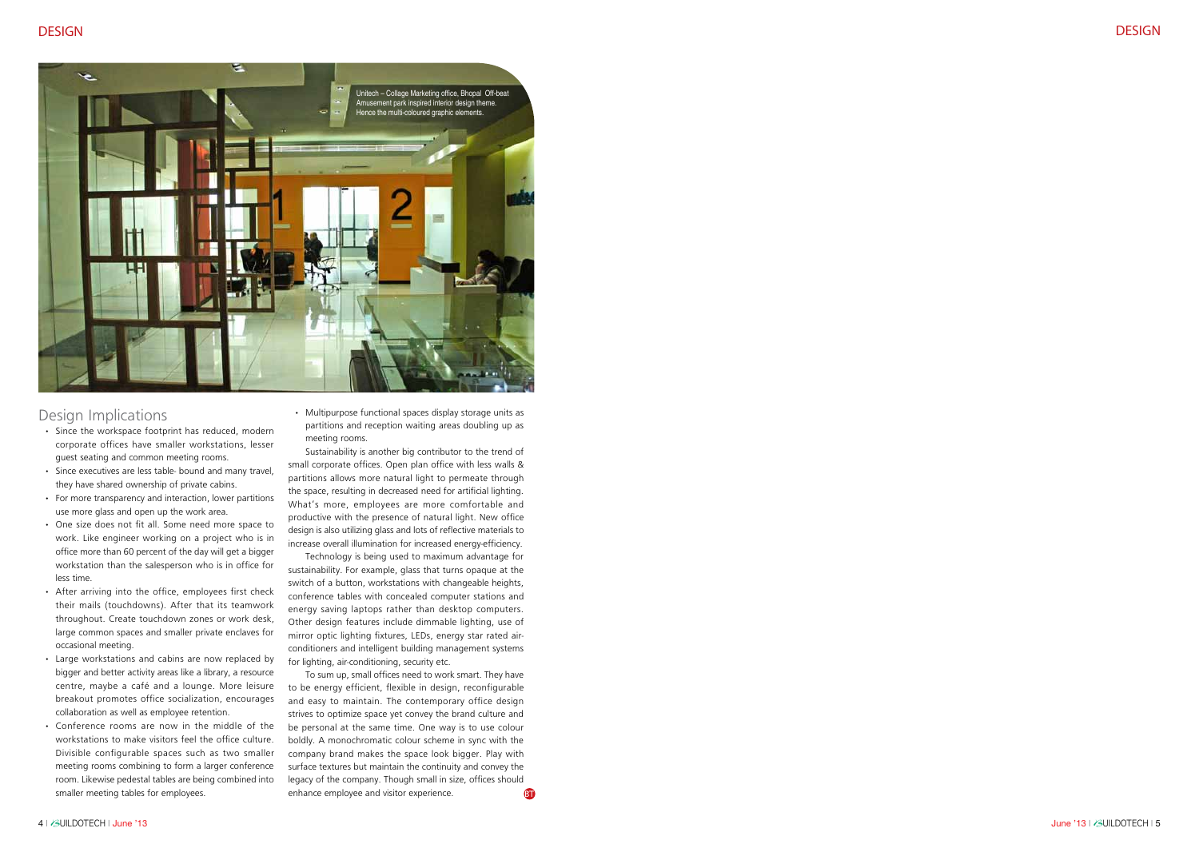Unitech – Collage Marketing office, Bhopal Off-beat Amusement park inspired interior design theme. Hence the multi-coloured graphic elements.

## Design Implications

- Since the workspace footprint has reduced, modern corporate offices have smaller workstations, lesser guest seating and common meeting rooms.
- Since executives are less table- bound and many travel, they have shared ownership of private cabins.
- For more transparency and interaction, lower partitions use more glass and open up the work area.
- One size does not fit all. Some need more space to work. Like engineer working on a project who is in office more than 60 percent of the day will get a bigger workstation than the salesperson who is in office for less time.
- After arriving into the office, employees first check their mails (touchdowns). After that its teamwork throughout. Create touchdown zones or work desk, large common spaces and smaller private enclaves for occasional meeting.
- Large workstations and cabins are now replaced by bigger and better activity areas like a library, a resource centre, maybe a café and a lounge. More leisure breakout promotes office socialization, encourages collaboration as well as employee retention.
- Conference rooms are now in the middle of the workstations to make visitors feel the office culture. Divisible configurable spaces such as two smaller meeting rooms combining to form a larger conference room. Likewise pedestal tables are being combined into smaller meeting tables for employees.
- Multipurpose functional spaces display storage units as partitions and reception waiting areas doubling up as meeting rooms.

Sustainability is another big contributor to the trend of small corporate offices. Open plan office with less walls & partitions allows more natural light to permeate through the space, resulting in decreased need for artificial lighting. What's more, employees are more comfortable and productive with the presence of natural light. New office design is also utilizing glass and lots of reflective materials to increase overall illumination for increased energy-efficiency.

Technology is being used to maximum advantage for sustainability. For example, glass that turns opaque at the switch of a button, workstations with changeable heights, conference tables with concealed computer stations and energy saving laptops rather than desktop computers. Other design features include dimmable lighting, use of mirror optic lighting fixtures, LEDs, energy star rated air-conditioners and intelligent building management systems for lighting, air-conditioning, security etc.

To sum up, small offices need to work smart. They have to be energy efficient, flexible in design, reconfigurable and easy to maintain. The contemporary office design strives to optimize space yet convey the brand culture and be personal at the same time. One way is to use colour boldly. A monochromatic colour scheme in sync with the company brand makes the space look bigger. Play with surface textures but maintain the continuity and convey the legacy of the company. Though small in size, offices should enhance employee and visitor experience.